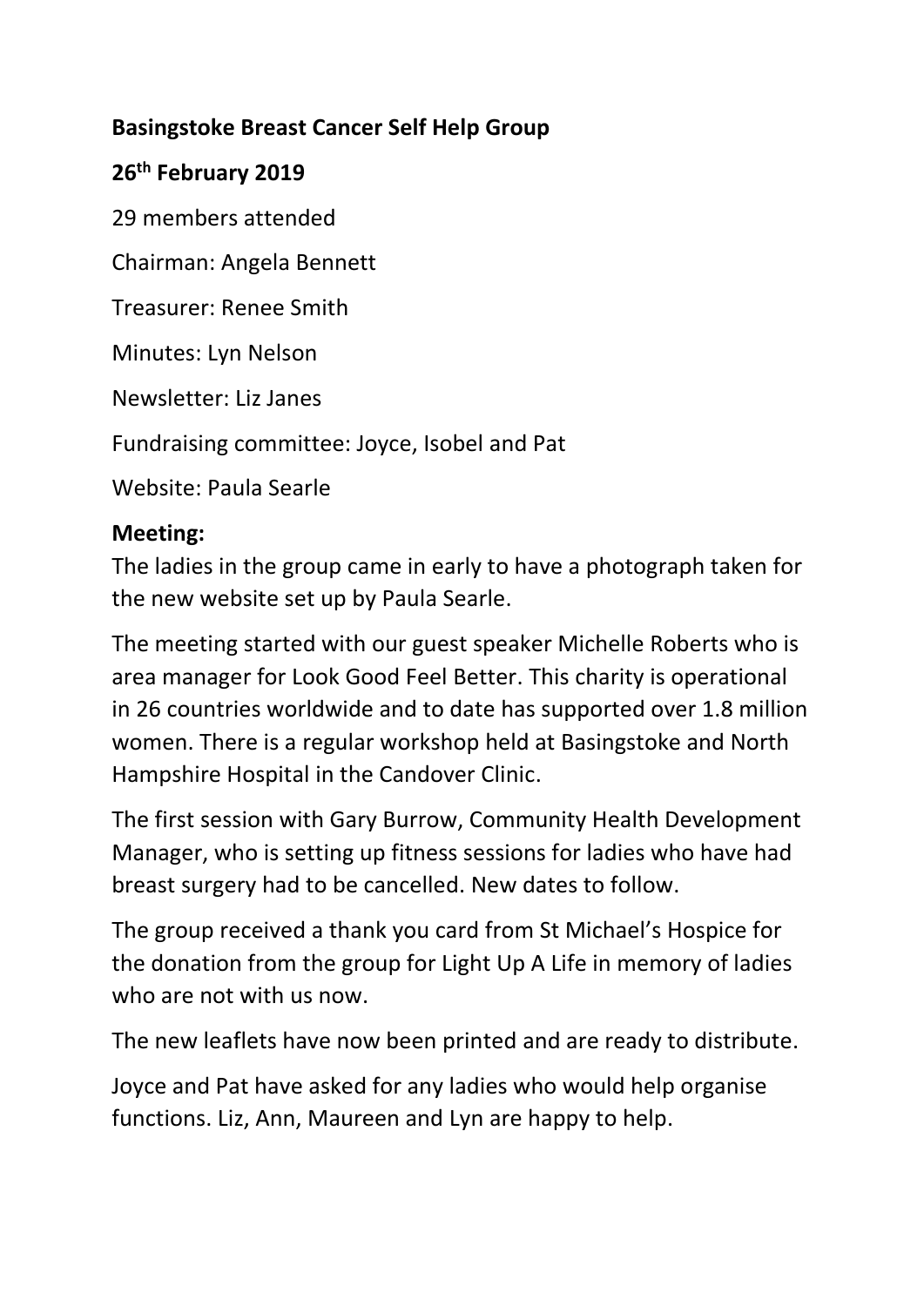**Basingstoke Breast Cancer Self Help Group**

**26th February 2019**

29 members attended

Chairman: Angela Bennett

Treasurer: Renee Smith

Minutes: Lyn Nelson

Newsletter: Liz Janes

Fundraising committee: Joyce, Isobel and Pat

Website: Paula Searle

**Meeting:**

The ladies in the group came in early to have a photograph taken for the new website set up by Paula Searle.

The meeting started with our guest speaker Michelle Roberts who is area manager for Look Good Feel Better. This charity is operational in 26 countries worldwide and to date has supported over 1.8 million women. There is a regular workshop held at Basingstoke and North Hampshire Hospital in the Candover Clinic.

The first session with Gary Burrow, Community Health Development Manager, who is setting up fitness sessions for ladies who have had breast surgery had to be cancelled. New dates to follow.

The group received a thank you card from St Michael's Hospice for the donation from the group for Light Up A Life in memory of ladies who are not with us now.

The new leaflets have now been printed and are ready to distribute.

Joyce and Pat have asked for any ladies who would help organise functions. Liz, Ann, Maureen and Lyn are happy to help.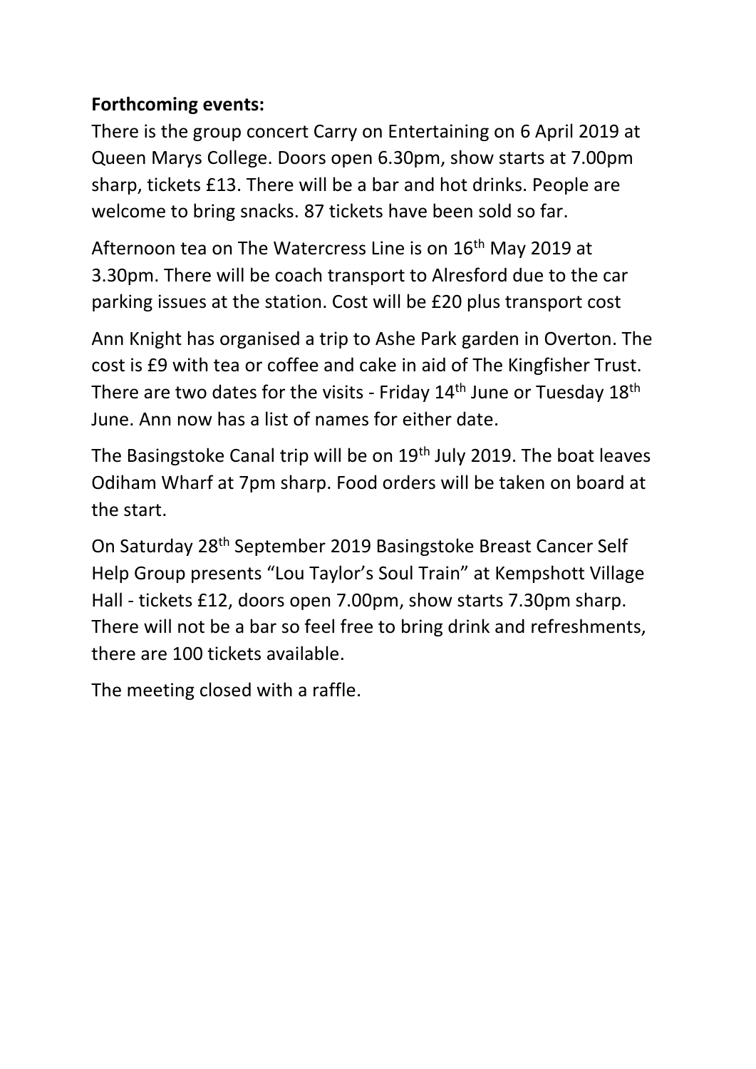**Forthcoming events:**

There is the group concert Carry on Entertaining on 6 April 2019 at Queen Marys College. Doors open 6.30pm, show starts at 7.00pm sharp, tickets £13. There will be a bar and hot drinks. People are welcome to bring snacks. 87 tickets have been sold so far.

Afternoon tea on The Watercress Line is on 16th May 2019 at 3.30pm. There will be coach transport to Alresford due to the car parking issues at the station. Cost will be £20 plus transport cost

Ann Knight has organised a trip to Ashe Park garden in Overton. The cost is £9 with tea or coffee and cake in aid of The Kingfisher Trust. There are two dates for the visits - Friday 14th June or Tuesday 18th June. Ann now has a list of names for either date.

The Basingstoke Canal trip will be on 19th July 2019. The boat leaves Odiham Wharf at 7pm sharp. Food orders will be taken on board at the start.

On Saturday 28th September 2019 Basingstoke Breast Cancer Self Help Group presents "Lou Taylor's Soul Train" at Kempshott Village Hall - tickets £12, doors open 7.00pm, show starts 7.30pm sharp. There will not be a bar so feel free to bring drink and refreshments, there are 100 tickets available.

The meeting closed with a raffle.